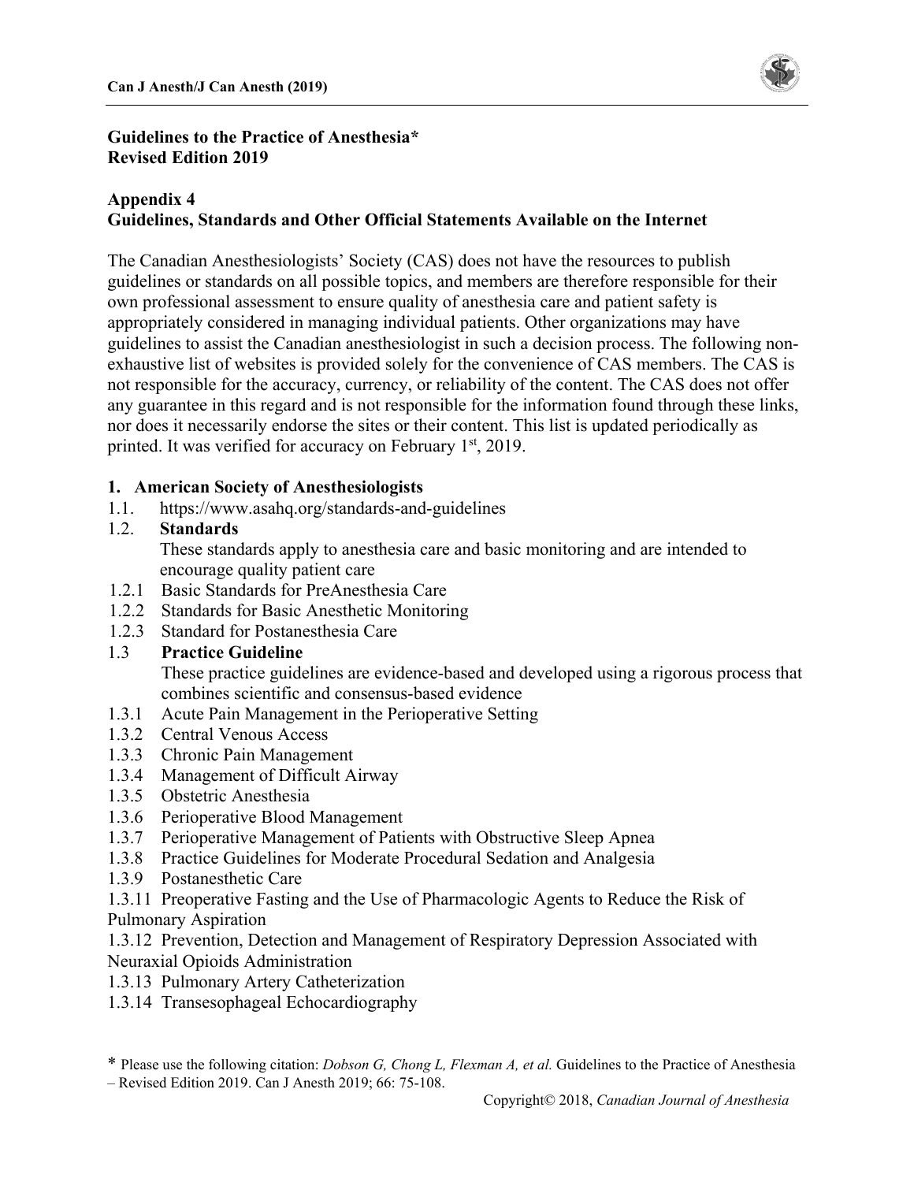**Guidelines to the Practice of Anesthesia\***
**Revised Edition 2019**

## Appendix 4
## Guidelines, Standards and Other Official Statements Available on the Internet

The Canadian Anesthesiologists' Society (CAS) does not have the resources to publish guidelines or standards on all possible topics, and members are therefore responsible for their own professional assessment to ensure quality of anesthesia care and patient safety is appropriately considered in managing individual patients. Other organizations may have guidelines to assist the Canadian anesthesiologist in such a decision process. The following non-exhaustive list of websites is provided solely for the convenience of CAS members. The CAS is not responsible for the accuracy, currency, or reliability of the content. The CAS does not offer any guarantee in this regard and is not responsible for the information found through these links, nor does it necessarily endorse the sites or their content. This list is updated periodically as printed. It was verified for accuracy on February 1st, 2019.

### 1. American Society of Anesthesiologists

1.1. https://www.asahq.org/standards-and-guidelines

1.2. **Standards**

These standards apply to anesthesia care and basic monitoring and are intended to encourage quality patient care

1.2.1 Basic Standards for PreAnesthesia Care
1.2.2 Standards for Basic Anesthetic Monitoring
1.2.3 Standard for Postanesthesia Care

1.3 **Practice Guideline**

These practice guidelines are evidence-based and developed using a rigorous process that combines scientific and consensus-based evidence

1.3.1 Acute Pain Management in the Perioperative Setting
1.3.2 Central Venous Access
1.3.3 Chronic Pain Management
1.3.4 Management of Difficult Airway
1.3.5 Obstetric Anesthesia
1.3.6 Perioperative Blood Management
1.3.7 Perioperative Management of Patients with Obstructive Sleep Apnea
1.3.8 Practice Guidelines for Moderate Procedural Sedation and Analgesia
1.3.9 Postanesthetic Care
1.3.11 Preoperative Fasting and the Use of Pharmacologic Agents to Reduce the Risk of Pulmonary Aspiration
1.3.12 Prevention, Detection and Management of Respiratory Depression Associated with Neuraxial Opioids Administration
1.3.13 Pulmonary Artery Catheterization
1.3.14 Transesophageal Echocardiography

\* Please use the following citation: *Dobson G, Chong L, Flexman A, et al.* Guidelines to the Practice of Anesthesia – Revised Edition 2019. Can J Anesth 2019; 66: 75-108.

Copyright© 2018, *Canadian Journal of Anesthesia*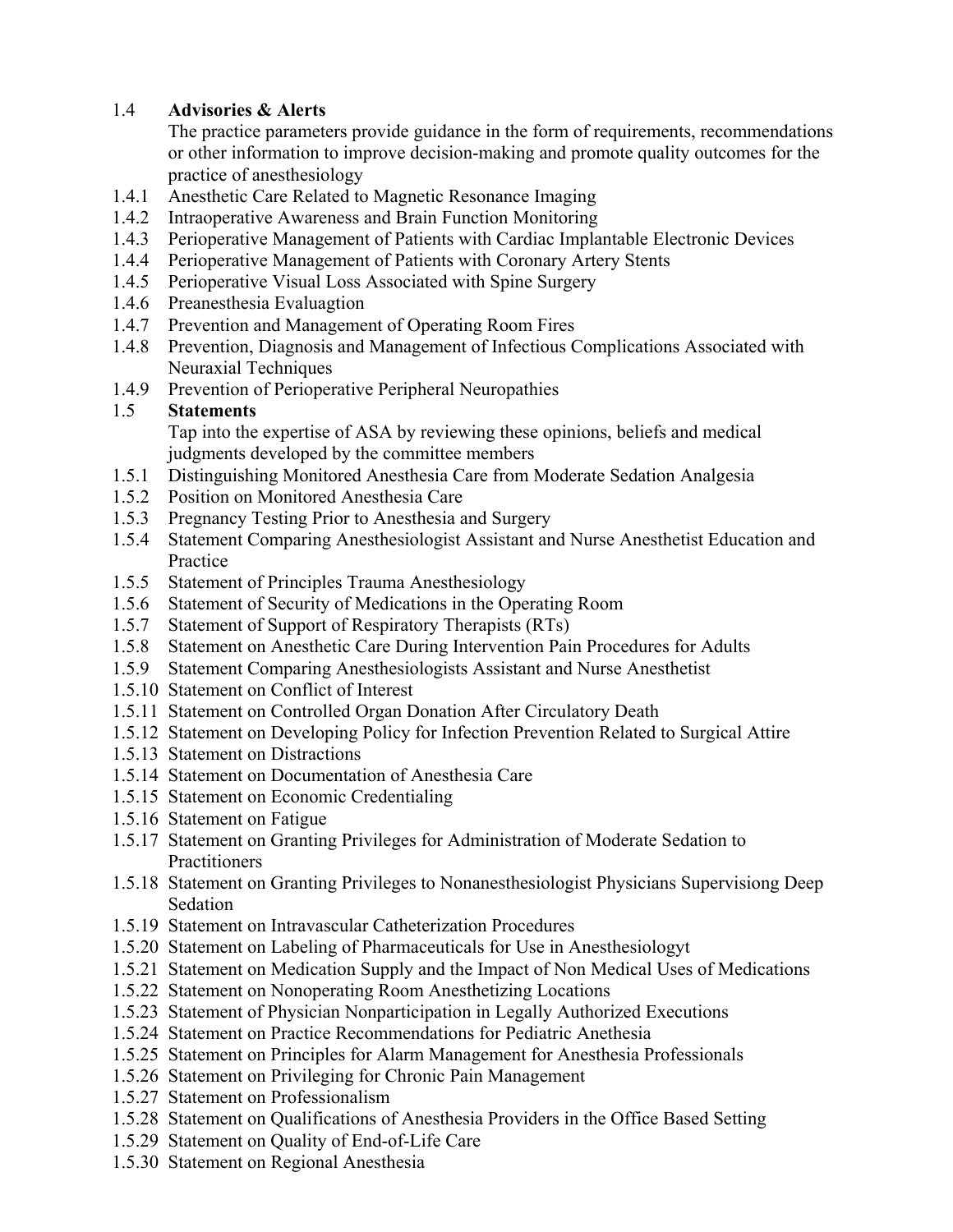1.4 **Advisories & Alerts**

The practice parameters provide guidance in the form of requirements, recommendations or other information to improve decision-making and promote quality outcomes for the practice of anesthesiology

1.4.1 Anesthetic Care Related to Magnetic Resonance Imaging
1.4.2 Intraoperative Awareness and Brain Function Monitoring
1.4.3 Perioperative Management of Patients with Cardiac Implantable Electronic Devices
1.4.4 Perioperative Management of Patients with Coronary Artery Stents
1.4.5 Perioperative Visual Loss Associated with Spine Surgery
1.4.6 Preanesthesia Evaluagtion
1.4.7 Prevention and Management of Operating Room Fires
1.4.8 Prevention, Diagnosis and Management of Infectious Complications Associated with Neuraxial Techniques
1.4.9 Prevention of Perioperative Peripheral Neuropathies

1.5 **Statements**

Tap into the expertise of ASA by reviewing these opinions, beliefs and medical judgments developed by the committee members

1.5.1 Distinguishing Monitored Anesthesia Care from Moderate Sedation Analgesia
1.5.2 Position on Monitored Anesthesia Care
1.5.3 Pregnancy Testing Prior to Anesthesia and Surgery
1.5.4 Statement Comparing Anesthesiologist Assistant and Nurse Anesthetist Education and Practice
1.5.5 Statement of Principles Trauma Anesthesiology
1.5.6 Statement of Security of Medications in the Operating Room
1.5.7 Statement of Support of Respiratory Therapists (RTs)
1.5.8 Statement on Anesthetic Care During Intervention Pain Procedures for Adults
1.5.9 Statement Comparing Anesthesiologists Assistant and Nurse Anesthetist
1.5.10 Statement on Conflict of Interest
1.5.11 Statement on Controlled Organ Donation After Circulatory Death
1.5.12 Statement on Developing Policy for Infection Prevention Related to Surgical Attire
1.5.13 Statement on Distractions
1.5.14 Statement on Documentation of Anesthesia Care
1.5.15 Statement on Economic Credentialing
1.5.16 Statement on Fatigue
1.5.17 Statement on Granting Privileges for Administration of Moderate Sedation to Practitioners
1.5.18 Statement on Granting Privileges to Nonanesthesiologist Physicians Supervisiong Deep Sedation
1.5.19 Statement on Intravascular Catheterization Procedures
1.5.20 Statement on Labeling of Pharmaceuticals for Use in Anesthesiologyt
1.5.21 Statement on Medication Supply and the Impact of Non Medical Uses of Medications
1.5.22 Statement on Nonoperating Room Anesthetizing Locations
1.5.23 Statement of Physician Nonparticipation in Legally Authorized Executions
1.5.24 Statement on Practice Recommendations for Pediatric Anethesia
1.5.25 Statement on Principles for Alarm Management for Anesthesia Professionals
1.5.26 Statement on Privileging for Chronic Pain Management
1.5.27 Statement on Professionalism
1.5.28 Statement on Qualifications of Anesthesia Providers in the Office Based Setting
1.5.29 Statement on Quality of End-of-Life Care
1.5.30 Statement on Regional Anesthesia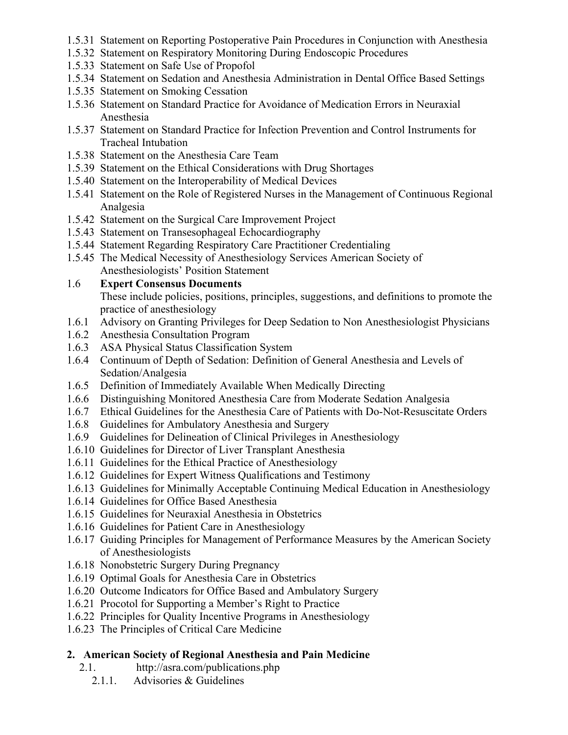- 1.5.31 Statement on Reporting Postoperative Pain Procedures in Conjunction with Anesthesia
- 1.5.32 Statement on Respiratory Monitoring During Endoscopic Procedures
- 1.5.33 Statement on Safe Use of Propofol
- 1.5.34 Statement on Sedation and Anesthesia Administration in Dental Office Based Settings
- 1.5.35 Statement on Smoking Cessation
- 1.5.36 Statement on Standard Practice for Avoidance of Medication Errors in Neuraxial Anesthesia
- 1.5.37 Statement on Standard Practice for Infection Prevention and Control Instruments for Tracheal Intubation
- 1.5.38 Statement on the Anesthesia Care Team
- 1.5.39 Statement on the Ethical Considerations with Drug Shortages
- 1.5.40 Statement on the Interoperability of Medical Devices
- 1.5.41 Statement on the Role of Registered Nurses in the Management of Continuous Regional Analgesia
- 1.5.42 Statement on the Surgical Care Improvement Project
- 1.5.43 Statement on Transesophageal Echocardiography
- 1.5.44 Statement Regarding Respiratory Care Practitioner Credentialing
- 1.5.45 The Medical Necessity of Anesthesiology Services American Society of Anesthesiologists' Position Statement

1.6 **Expert Consensus Documents**

These include policies, positions, principles, suggestions, and definitions to promote the practice of anesthesiology

- 1.6.1 Advisory on Granting Privileges for Deep Sedation to Non Anesthesiologist Physicians
- 1.6.2 Anesthesia Consultation Program
- 1.6.3 ASA Physical Status Classification System
- 1.6.4 Continuum of Depth of Sedation: Definition of General Anesthesia and Levels of Sedation/Analgesia
- 1.6.5 Definition of Immediately Available When Medically Directing
- 1.6.6 Distinguishing Monitored Anesthesia Care from Moderate Sedation Analgesia
- 1.6.7 Ethical Guidelines for the Anesthesia Care of Patients with Do-Not-Resuscitate Orders
- 1.6.8 Guidelines for Ambulatory Anesthesia and Surgery
- 1.6.9 Guidelines for Delineation of Clinical Privileges in Anesthesiology
- 1.6.10 Guidelines for Director of Liver Transplant Anesthesia
- 1.6.11 Guidelines for the Ethical Practice of Anesthesiology
- 1.6.12 Guidelines for Expert Witness Qualifications and Testimony
- 1.6.13 Guidelines for Minimally Acceptable Continuing Medical Education in Anesthesiology
- 1.6.14 Guidelines for Office Based Anesthesia
- 1.6.15 Guidelines for Neuraxial Anesthesia in Obstetrics
- 1.6.16 Guidelines for Patient Care in Anesthesiology
- 1.6.17 Guiding Principles for Management of Performance Measures by the American Society of Anesthesiologists
- 1.6.18 Nonobstetric Surgery During Pregnancy
- 1.6.19 Optimal Goals for Anesthesia Care in Obstetrics
- 1.6.20 Outcome Indicators for Office Based and Ambulatory Surgery
- 1.6.21 Procotol for Supporting a Member's Right to Practice
- 1.6.22 Principles for Quality Incentive Programs in Anesthesiology
- 1.6.23 The Principles of Critical Care Medicine

## 2. American Society of Regional Anesthesia and Pain Medicine

- 2.1. http://asra.com/publications.php
  - 2.1.1. Advisories & Guidelines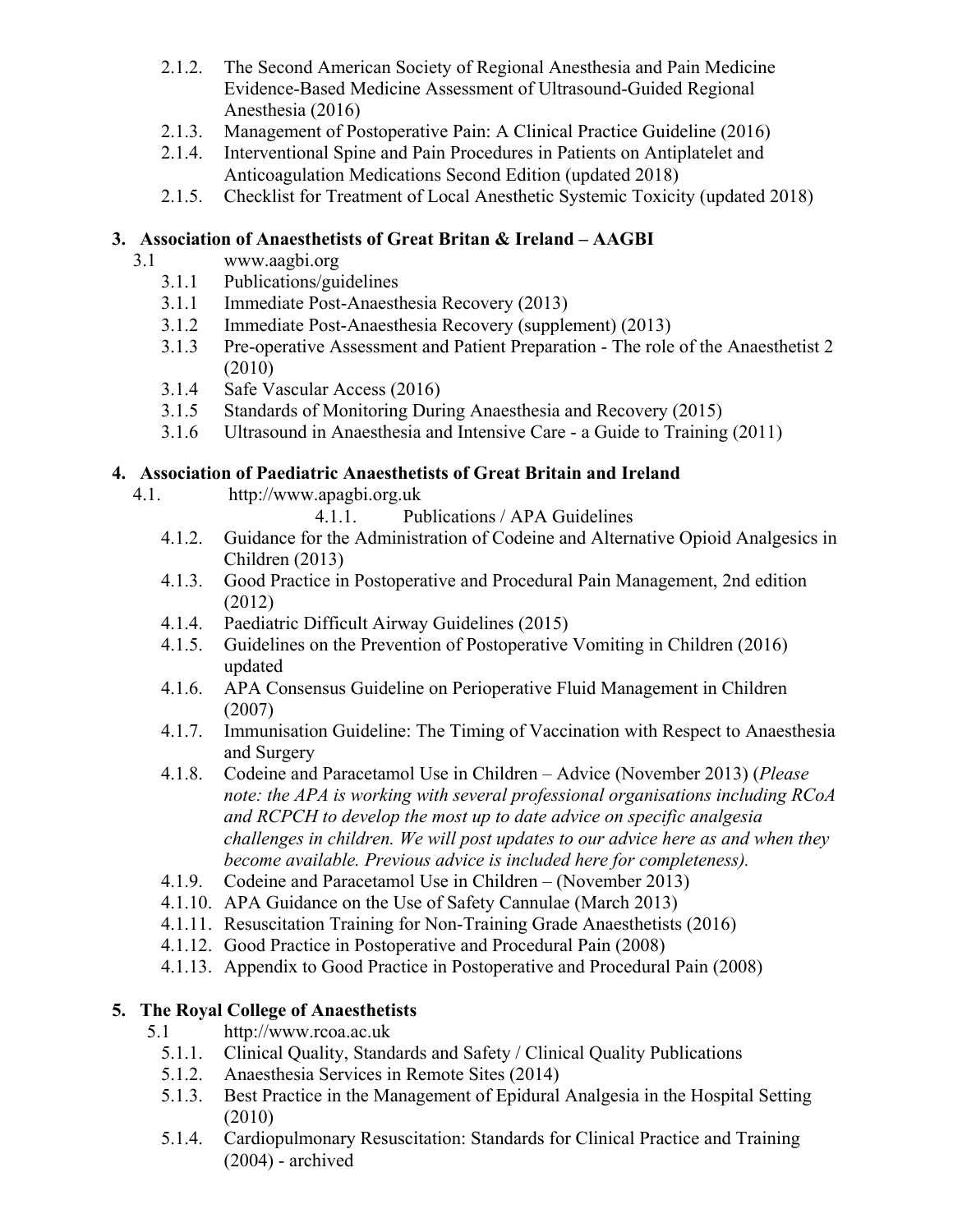2.1.2. The Second American Society of Regional Anesthesia and Pain Medicine Evidence-Based Medicine Assessment of Ultrasound-Guided Regional Anesthesia (2016)

2.1.3. Management of Postoperative Pain: A Clinical Practice Guideline (2016)

2.1.4. Interventional Spine and Pain Procedures in Patients on Antiplatelet and Anticoagulation Medications Second Edition (updated 2018)

2.1.5. Checklist for Treatment of Local Anesthetic Systemic Toxicity (updated 2018)

**3. Association of Anaesthetists of Great Britan & Ireland – AAGBI**

3.1 www.aagbi.org

3.1.1 Publications/guidelines

3.1.1 Immediate Post-Anaesthesia Recovery (2013)

3.1.2 Immediate Post-Anaesthesia Recovery (supplement) (2013)

3.1.3 Pre-operative Assessment and Patient Preparation - The role of the Anaesthetist 2 (2010)

3.1.4 Safe Vascular Access (2016)

3.1.5 Standards of Monitoring During Anaesthesia and Recovery (2015)

3.1.6 Ultrasound in Anaesthesia and Intensive Care - a Guide to Training (2011)

**4. Association of Paediatric Anaesthetists of Great Britain and Ireland**

4.1. http://www.apagbi.org.uk

4.1.1. Publications / APA Guidelines

4.1.2. Guidance for the Administration of Codeine and Alternative Opioid Analgesics in Children (2013)

4.1.3. Good Practice in Postoperative and Procedural Pain Management, 2nd edition (2012)

4.1.4. Paediatric Difficult Airway Guidelines (2015)

4.1.5. Guidelines on the Prevention of Postoperative Vomiting in Children (2016) updated

4.1.6. APA Consensus Guideline on Perioperative Fluid Management in Children (2007)

4.1.7. Immunisation Guideline: The Timing of Vaccination with Respect to Anaesthesia and Surgery

4.1.8. Codeine and Paracetamol Use in Children – Advice (November 2013) (*Please note: the APA is working with several professional organisations including RCoA and RCPCH to develop the most up to date advice on specific analgesia challenges in children. We will post updates to our advice here as and when they become available. Previous advice is included here for completeness).*

4.1.9. Codeine and Paracetamol Use in Children – (November 2013)

4.1.10. APA Guidance on the Use of Safety Cannulae (March 2013)

4.1.11. Resuscitation Training for Non-Training Grade Anaesthetists (2016)

4.1.12. Good Practice in Postoperative and Procedural Pain (2008)

4.1.13. Appendix to Good Practice in Postoperative and Procedural Pain (2008)

**5. The Royal College of Anaesthetists**

5.1 http://www.rcoa.ac.uk

5.1.1. Clinical Quality, Standards and Safety / Clinical Quality Publications

5.1.2. Anaesthesia Services in Remote Sites (2014)

5.1.3. Best Practice in the Management of Epidural Analgesia in the Hospital Setting (2010)

5.1.4. Cardiopulmonary Resuscitation: Standards for Clinical Practice and Training (2004) - archived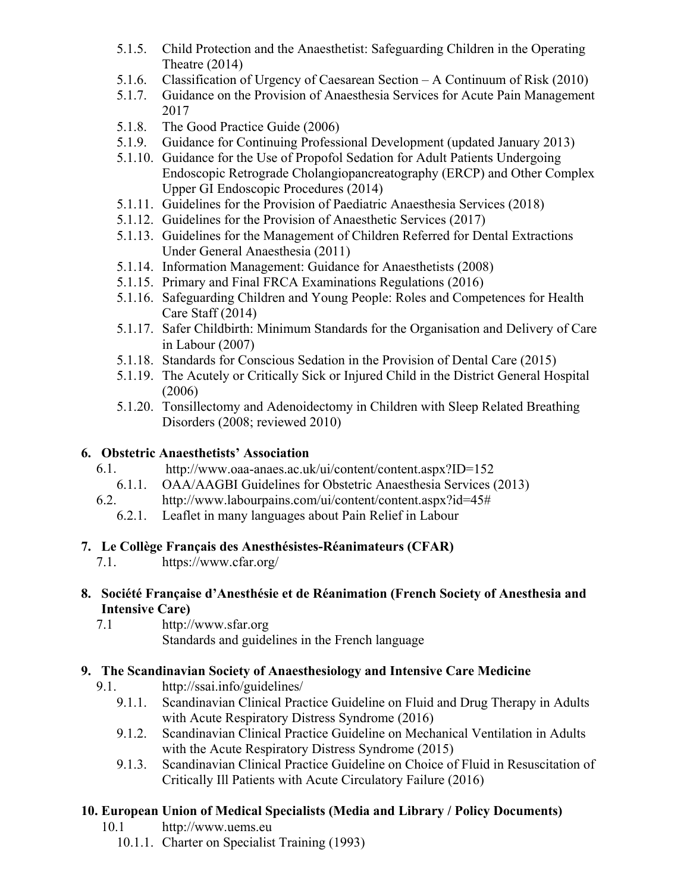- 5.1.5. Child Protection and the Anaesthetist: Safeguarding Children in the Operating Theatre (2014)
- 5.1.6. Classification of Urgency of Caesarean Section – A Continuum of Risk (2010)
- 5.1.7. Guidance on the Provision of Anaesthesia Services for Acute Pain Management 2017
- 5.1.8. The Good Practice Guide (2006)
- 5.1.9. Guidance for Continuing Professional Development (updated January 2013)
- 5.1.10. Guidance for the Use of Propofol Sedation for Adult Patients Undergoing Endoscopic Retrograde Cholangiopancreatography (ERCP) and Other Complex Upper GI Endoscopic Procedures (2014)
- 5.1.11. Guidelines for the Provision of Paediatric Anaesthesia Services (2018)
- 5.1.12. Guidelines for the Provision of Anaesthetic Services (2017)
- 5.1.13. Guidelines for the Management of Children Referred for Dental Extractions Under General Anaesthesia (2011)
- 5.1.14. Information Management: Guidance for Anaesthetists (2008)
- 5.1.15. Primary and Final FRCA Examinations Regulations (2016)
- 5.1.16. Safeguarding Children and Young People: Roles and Competences for Health Care Staff (2014)
- 5.1.17. Safer Childbirth: Minimum Standards for the Organisation and Delivery of Care in Labour (2007)
- 5.1.18. Standards for Conscious Sedation in the Provision of Dental Care (2015)
- 5.1.19. The Acutely or Critically Sick or Injured Child in the District General Hospital (2006)
- 5.1.20. Tonsillectomy and Adenoidectomy in Children with Sleep Related Breathing Disorders (2008; reviewed 2010)

**6. Obstetric Anaesthetists' Association**

- 6.1. http://www.oaa-anaes.ac.uk/ui/content/content.aspx?ID=152
  - 6.1.1. OAA/AAGBI Guidelines for Obstetric Anaesthesia Services (2013)
- 6.2. http://www.labourpains.com/ui/content/content.aspx?id=45#
  - 6.2.1. Leaflet in many languages about Pain Relief in Labour

**7. Le Collège Français des Anesthésistes-Réanimateurs (CFAR)**

- 7.1. https://www.cfar.org/

**8. Société Française d'Anesthésie et de Réanimation (French Society of Anesthesia and Intensive Care)**

- 7.1 http://www.sfar.org
  Standards and guidelines in the French language

**9. The Scandinavian Society of Anaesthesiology and Intensive Care Medicine**

- 9.1. http://ssai.info/guidelines/
  - 9.1.1. Scandinavian Clinical Practice Guideline on Fluid and Drug Therapy in Adults with Acute Respiratory Distress Syndrome (2016)
  - 9.1.2. Scandinavian Clinical Practice Guideline on Mechanical Ventilation in Adults with the Acute Respiratory Distress Syndrome (2015)
  - 9.1.3. Scandinavian Clinical Practice Guideline on Choice of Fluid in Resuscitation of Critically Ill Patients with Acute Circulatory Failure (2016)

**10. European Union of Medical Specialists (Media and Library / Policy Documents)**

- 10.1 http://www.uems.eu
  - 10.1.1. Charter on Specialist Training (1993)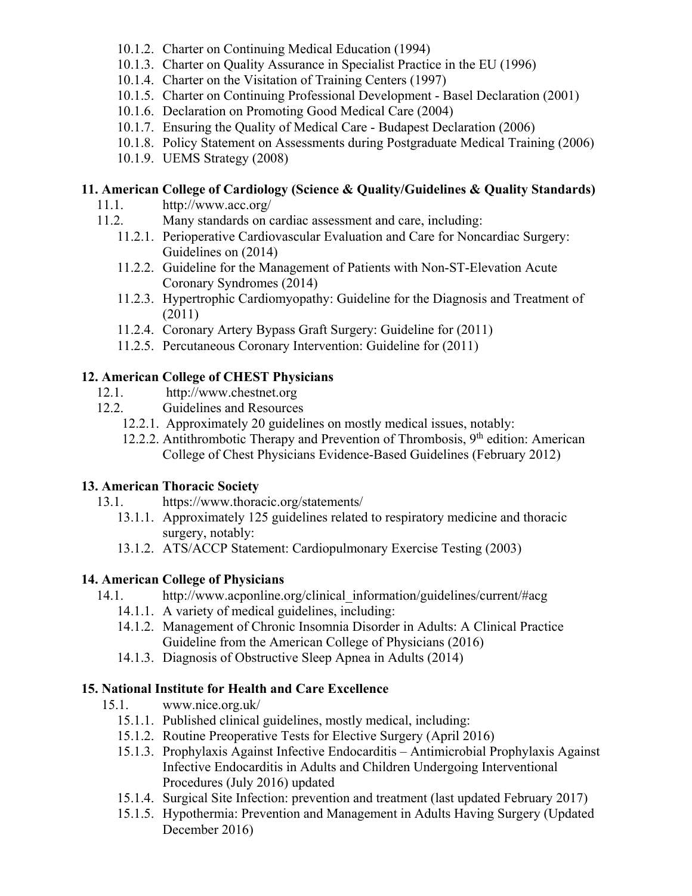- 10.1.2. Charter on Continuing Medical Education (1994)
- 10.1.3. Charter on Quality Assurance in Specialist Practice in the EU (1996)
- 10.1.4. Charter on the Visitation of Training Centers (1997)
- 10.1.5. Charter on Continuing Professional Development - Basel Declaration (2001)
- 10.1.6. Declaration on Promoting Good Medical Care (2004)
- 10.1.7. Ensuring the Quality of Medical Care - Budapest Declaration (2006)
- 10.1.8. Policy Statement on Assessments during Postgraduate Medical Training (2006)
- 10.1.9. UEMS Strategy (2008)

**11. American College of Cardiology (Science & Quality/Guidelines & Quality Standards)**

- 11.1. http://www.acc.org/
- 11.2. Many standards on cardiac assessment and care, including:
  - 11.2.1. Perioperative Cardiovascular Evaluation and Care for Noncardiac Surgery: Guidelines on (2014)
  - 11.2.2. Guideline for the Management of Patients with Non-ST-Elevation Acute Coronary Syndromes (2014)
  - 11.2.3. Hypertrophic Cardiomyopathy: Guideline for the Diagnosis and Treatment of (2011)
  - 11.2.4. Coronary Artery Bypass Graft Surgery: Guideline for (2011)
  - 11.2.5. Percutaneous Coronary Intervention: Guideline for (2011)

**12. American College of CHEST Physicians**

- 12.1. http://www.chestnet.org
- 12.2. Guidelines and Resources
  - 12.2.1. Approximately 20 guidelines on mostly medical issues, notably:
  - 12.2.2. Antithrombotic Therapy and Prevention of Thrombosis, 9th edition: American College of Chest Physicians Evidence-Based Guidelines (February 2012)

**13. American Thoracic Society**

- 13.1. https://www.thoracic.org/statements/
  - 13.1.1. Approximately 125 guidelines related to respiratory medicine and thoracic surgery, notably:
  - 13.1.2. ATS/ACCP Statement: Cardiopulmonary Exercise Testing (2003)

**14. American College of Physicians**

- 14.1. http://www.acponline.org/clinical_information/guidelines/current/#acg
  - 14.1.1. A variety of medical guidelines, including:
  - 14.1.2. Management of Chronic Insomnia Disorder in Adults: A Clinical Practice Guideline from the American College of Physicians (2016)
  - 14.1.3. Diagnosis of Obstructive Sleep Apnea in Adults (2014)

**15. National Institute for Health and Care Excellence**

- 15.1. www.nice.org.uk/
  - 15.1.1. Published clinical guidelines, mostly medical, including:
  - 15.1.2. Routine Preoperative Tests for Elective Surgery (April 2016)
  - 15.1.3. Prophylaxis Against Infective Endocarditis – Antimicrobial Prophylaxis Against Infective Endocarditis in Adults and Children Undergoing Interventional Procedures (July 2016) updated
  - 15.1.4. Surgical Site Infection: prevention and treatment (last updated February 2017)
  - 15.1.5. Hypothermia: Prevention and Management in Adults Having Surgery (Updated December 2016)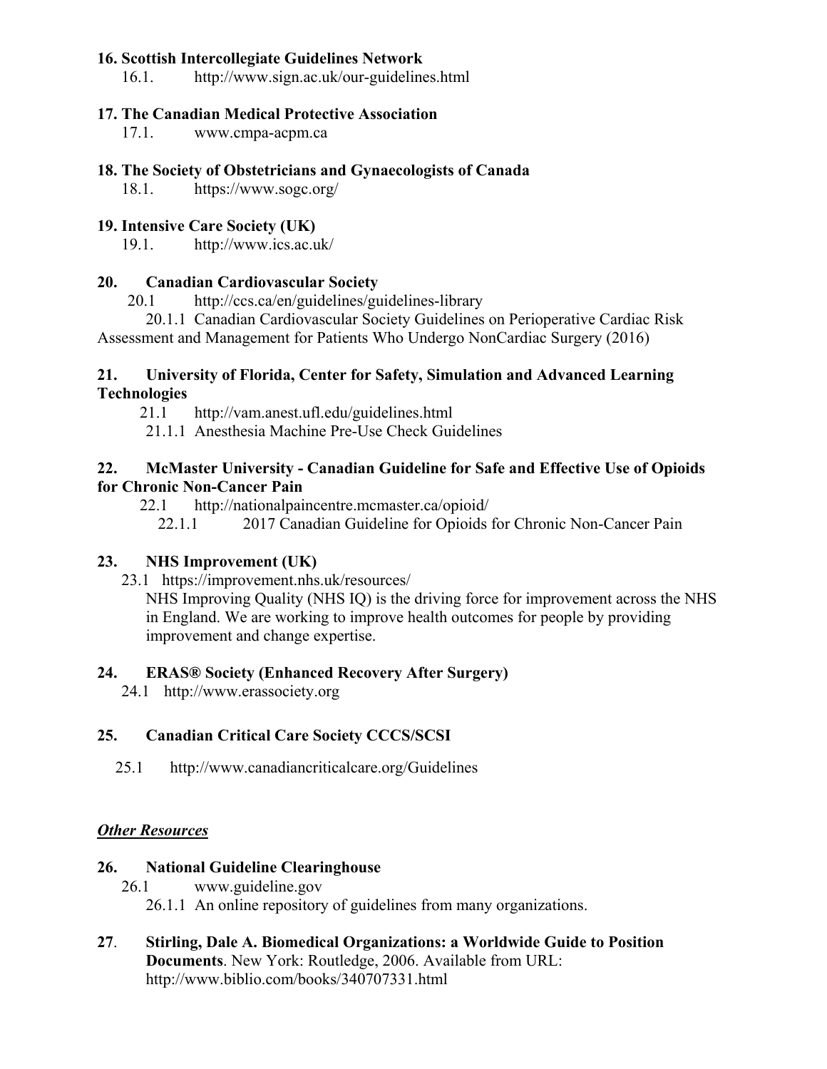**16. Scottish Intercollegiate Guidelines Network**

16.1. http://www.sign.ac.uk/our-guidelines.html

**17. The Canadian Medical Protective Association**

17.1. www.cmpa-acpm.ca

**18. The Society of Obstetricians and Gynaecologists of Canada**

18.1. https://www.sogc.org/

**19. Intensive Care Society (UK)**

19.1. http://www.ics.ac.uk/

**20. Canadian Cardiovascular Society**

20.1 http://ccs.ca/en/guidelines/guidelines-library

20.1.1 Canadian Cardiovascular Society Guidelines on Perioperative Cardiac Risk Assessment and Management for Patients Who Undergo NonCardiac Surgery (2016)

**21. University of Florida, Center for Safety, Simulation and Advanced Learning Technologies**

21.1 http://vam.anest.ufl.edu/guidelines.html

21.1.1 Anesthesia Machine Pre-Use Check Guidelines

**22. McMaster University - Canadian Guideline for Safe and Effective Use of Opioids for Chronic Non-Cancer Pain**

22.1 http://nationalpaincentre.mcmaster.ca/opioid/

22.1.1 2017 Canadian Guideline for Opioids for Chronic Non-Cancer Pain

**23. NHS Improvement (UK)**

23.1 https://improvement.nhs.uk/resources/

NHS Improving Quality (NHS IQ) is the driving force for improvement across the NHS in England. We are working to improve health outcomes for people by providing improvement and change expertise.

**24. ERAS® Society (Enhanced Recovery After Surgery)**

24.1 http://www.erassociety.org

**25. Canadian Critical Care Society CCCS/SCSI**

25.1 http://www.canadiancriticalcare.org/Guidelines

***Other Resources***

**26. National Guideline Clearinghouse**

26.1 www.guideline.gov

26.1.1 An online repository of guidelines from many organizations.

**27**. **Stirling, Dale A. Biomedical Organizations: a Worldwide Guide to Position Documents**. New York: Routledge, 2006. Available from URL: http://www.biblio.com/books/340707331.html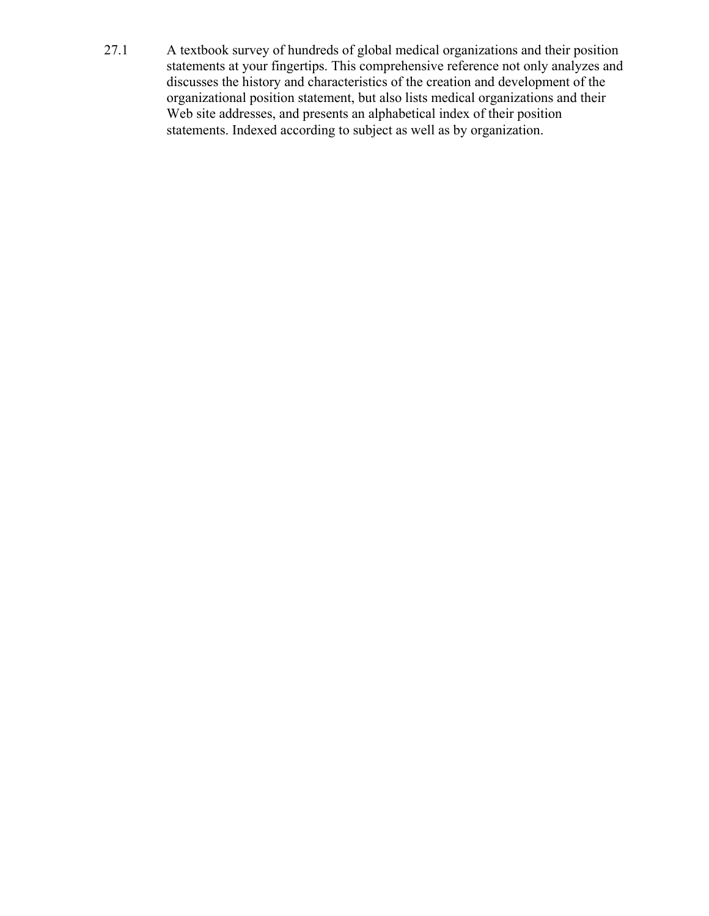27.1 A textbook survey of hundreds of global medical organizations and their position statements at your fingertips. This comprehensive reference not only analyzes and discusses the history and characteristics of the creation and development of the organizational position statement, but also lists medical organizations and their Web site addresses, and presents an alphabetical index of their position statements. Indexed according to subject as well as by organization.